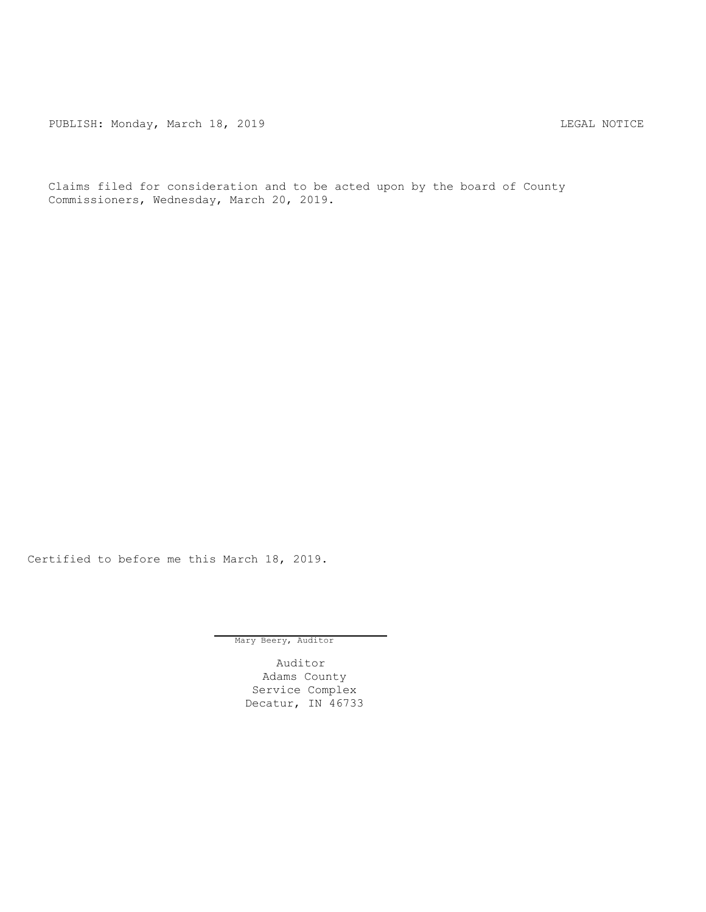PUBLISH: Monday, March 18, 2019 LEGAL NOTICE

Claims filed for consideration and to be acted upon by the board of County Commissioners, Wednesday, March 20, 2019.

Certified to before me this March 18, 2019.

Mary Beery, Auditor

Auditor
Adams County
Service Complex
Decatur, IN 46733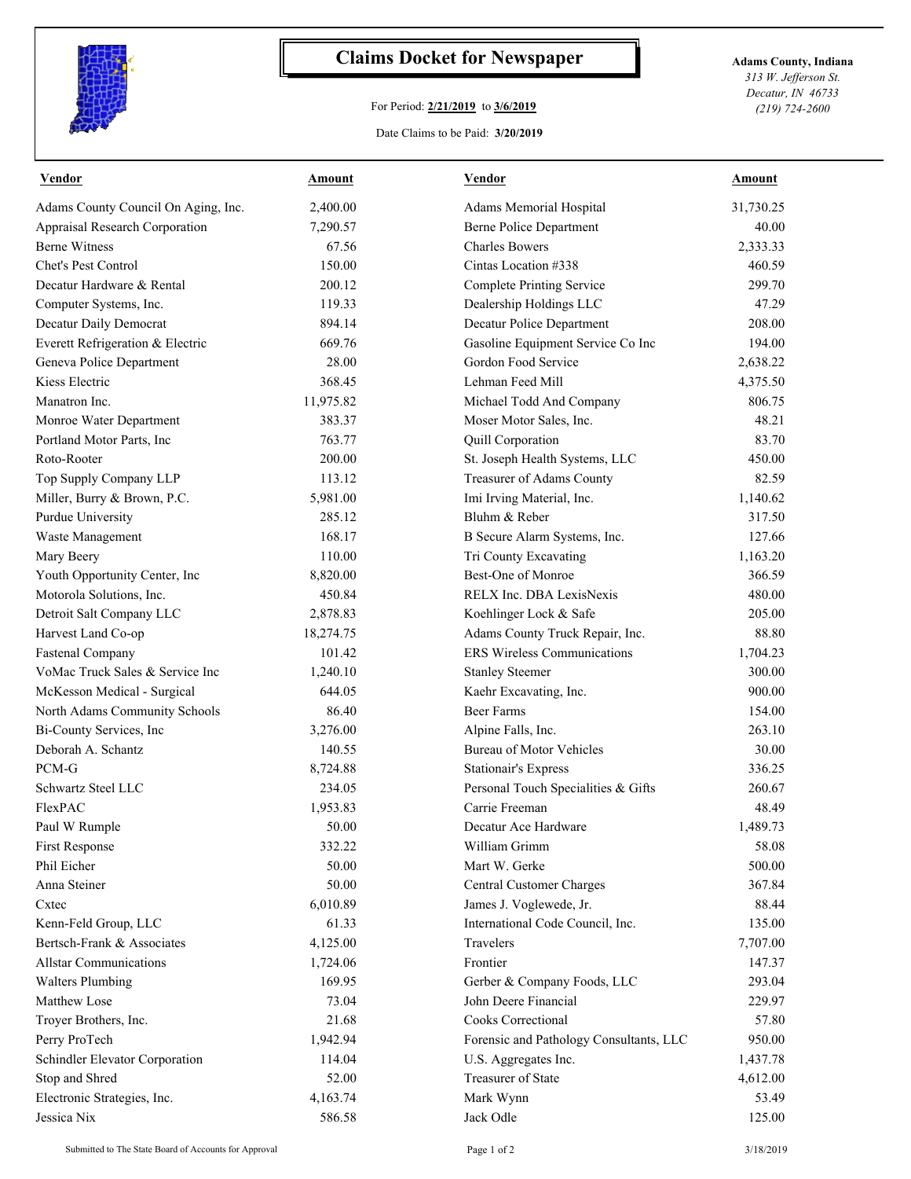# Claims Docket for Newspaper

For Period: **2/21/2019** to **3/6/2019**

Date Claims to be Paid: **3/20/2019**

**Adams County, Indiana**
*313 W. Jefferson St.*
*Decatur, IN 46733*
*(219) 724-2600*

| Vendor | Amount | Vendor | Amount |
|---|---|---|---|
| Adams County Council On Aging, Inc. | 2,400.00 | Adams Memorial Hospital | 31,730.25 |
| Appraisal Research Corporation | 7,290.57 | Berne Police Department | 40.00 |
| Berne Witness | 67.56 | Charles Bowers | 2,333.33 |
| Chet's Pest Control | 150.00 | Cintas Location #338 | 460.59 |
| Decatur Hardware & Rental | 200.12 | Complete Printing Service | 299.70 |
| Computer Systems, Inc. | 119.33 | Dealership Holdings LLC | 47.29 |
| Decatur Daily Democrat | 894.14 | Decatur Police Department | 208.00 |
| Everett Refrigeration & Electric | 669.76 | Gasoline Equipment Service Co Inc | 194.00 |
| Geneva Police Department | 28.00 | Gordon Food Service | 2,638.22 |
| Kiess Electric | 368.45 | Lehman Feed Mill | 4,375.50 |
| Manatron Inc. | 11,975.82 | Michael Todd And Company | 806.75 |
| Monroe Water Department | 383.37 | Moser Motor Sales, Inc. | 48.21 |
| Portland Motor Parts, Inc | 763.77 | Quill Corporation | 83.70 |
| Roto-Rooter | 200.00 | St. Joseph Health Systems, LLC | 450.00 |
| Top Supply Company LLP | 113.12 | Treasurer of Adams County | 82.59 |
| Miller, Burry & Brown, P.C. | 5,981.00 | Imi Irving Material, Inc. | 1,140.62 |
| Purdue University | 285.12 | Bluhm & Reber | 317.50 |
| Waste Management | 168.17 | B Secure Alarm Systems, Inc. | 127.66 |
| Mary Beery | 110.00 | Tri County Excavating | 1,163.20 |
| Youth Opportunity Center, Inc | 8,820.00 | Best-One of Monroe | 366.59 |
| Motorola Solutions, Inc. | 450.84 | RELX Inc. DBA LexisNexis | 480.00 |
| Detroit Salt Company LLC | 2,878.83 | Koehlinger Lock & Safe | 205.00 |
| Harvest Land Co-op | 18,274.75 | Adams County Truck Repair, Inc. | 88.80 |
| Fastenal Company | 101.42 | ERS Wireless Communications | 1,704.23 |
| VoMac Truck Sales & Service Inc | 1,240.10 | Stanley Steemer | 300.00 |
| McKesson Medical - Surgical | 644.05 | Kaehr Excavating, Inc. | 900.00 |
| North Adams Community Schools | 86.40 | Beer Farms | 154.00 |
| Bi-County Services, Inc | 3,276.00 | Alpine Falls, Inc. | 263.10 |
| Deborah A. Schantz | 140.55 | Bureau of Motor Vehicles | 30.00 |
| PCM-G | 8,724.88 | Stationair's Express | 336.25 |
| Schwartz Steel LLC | 234.05 | Personal Touch Specialities & Gifts | 260.67 |
| FlexPAC | 1,953.83 | Carrie Freeman | 48.49 |
| Paul W Rumple | 50.00 | Decatur Ace Hardware | 1,489.73 |
| First Response | 332.22 | William Grimm | 58.08 |
| Phil Eicher | 50.00 | Mart W. Gerke | 500.00 |
| Anna Steiner | 50.00 | Central Customer Charges | 367.84 |
| Cxtec | 6,010.89 | James J. Voglewede, Jr. | 88.44 |
| Kenn-Feld Group, LLC | 61.33 | International Code Council, Inc. | 135.00 |
| Bertsch-Frank & Associates | 4,125.00 | Travelers | 7,707.00 |
| Allstar Communications | 1,724.06 | Frontier | 147.37 |
| Walters Plumbing | 169.95 | Gerber & Company Foods, LLC | 293.04 |
| Matthew Lose | 73.04 | John Deere Financial | 229.97 |
| Troyer Brothers, Inc. | 21.68 | Cooks Correctional | 57.80 |
| Perry ProTech | 1,942.94 | Forensic and Pathology Consultants, LLC | 950.00 |
| Schindler Elevator Corporation | 114.04 | U.S. Aggregates Inc. | 1,437.78 |
| Stop and Shred | 52.00 | Treasurer of State | 4,612.00 |
| Electronic Strategies, Inc. | 4,163.74 | Mark Wynn | 53.49 |
| Jessica Nix | 586.58 | Jack Odle | 125.00 |

Submitted to The State Board of Accounts for Approval

3/18/2019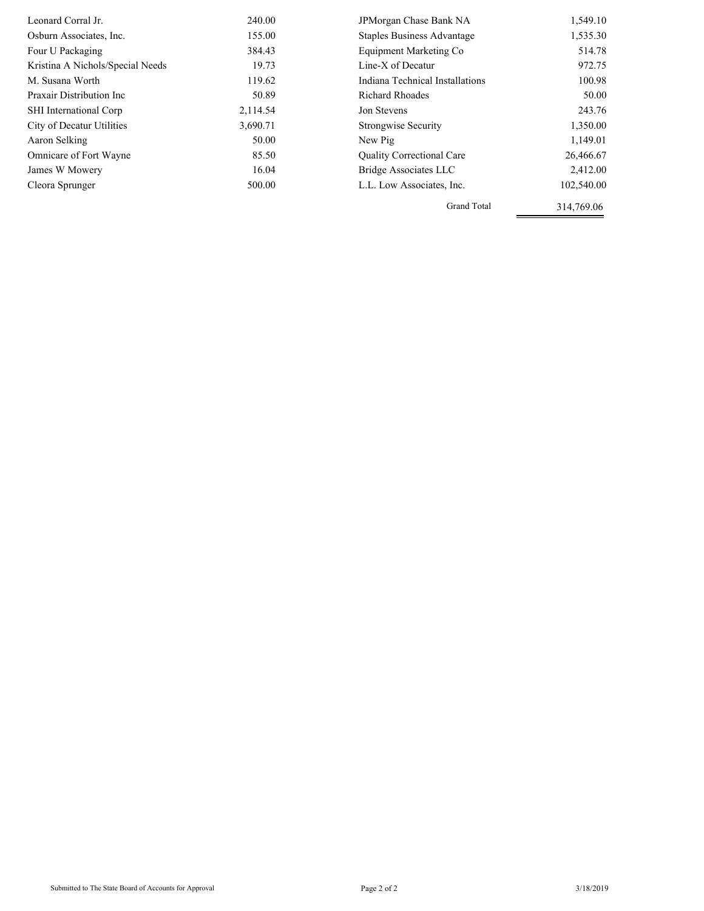| | | | |
|---|---|---|---|
| Leonard Corral Jr. | 240.00 | JPMorgan Chase Bank NA | 1,549.10 |
| Osburn Associates, Inc. | 155.00 | Staples Business Advantage | 1,535.30 |
| Four U Packaging | 384.43 | Equipment Marketing Co | 514.78 |
| Kristina A Nichols/Special Needs | 19.73 | Line-X of Decatur | 972.75 |
| M. Susana Worth | 119.62 | Indiana Technical Installations | 100.98 |
| Praxair Distribution Inc | 50.89 | Richard Rhoades | 50.00 |
| SHI International Corp | 2,114.54 | Jon Stevens | 243.76 |
| City of Decatur Utilities | 3,690.71 | Strongwise Security | 1,350.00 |
| Aaron Selking | 50.00 | New Pig | 1,149.01 |
| Omnicare of Fort Wayne | 85.50 | Quality Correctional Care | 26,466.67 |
| James W Mowery | 16.04 | Bridge Associates LLC | 2,412.00 |
| Cleora Sprunger | 500.00 | L.L. Low Associates, Inc. | 102,540.00 |
| | | Grand Total | 314,769.06 |

Submitted to The State Board of Accounts for Approval

3/18/2019